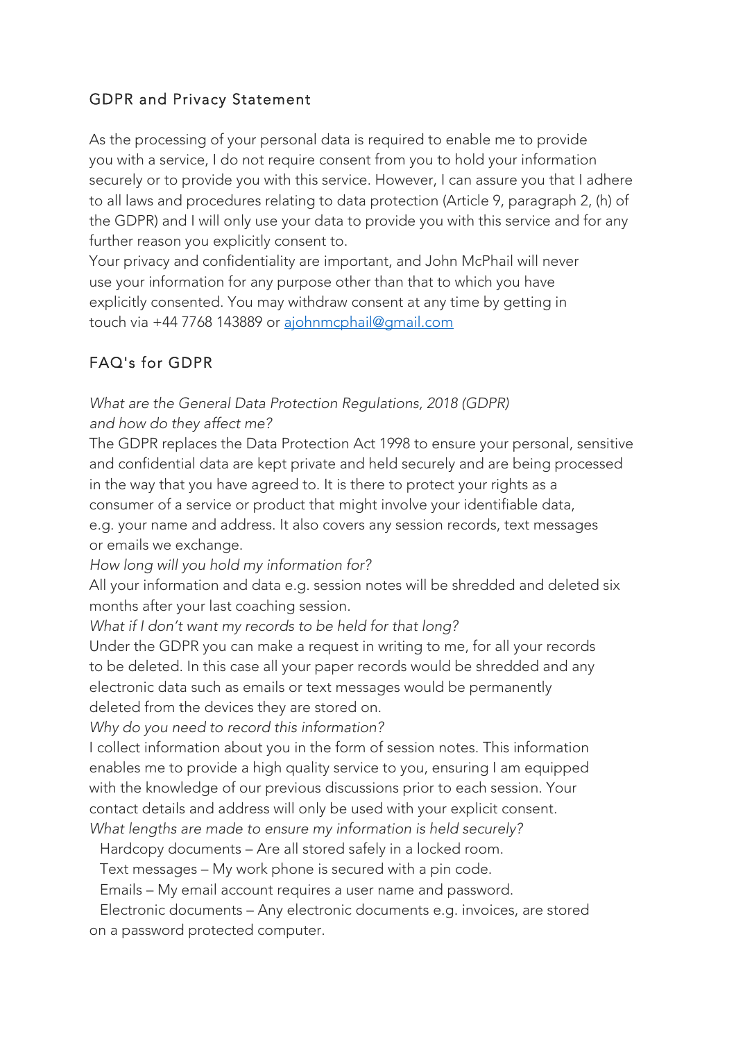## GDPR and Privacy Statement

As the processing of your personal data is required to enable me to provide you with a service, I do not require consent from you to hold your information securely or to provide you with this service. However, I can assure you that I adhere to all laws and procedures relating to data protection (Article 9, paragraph 2, (h) of the GDPR) and I will only use your data to provide you with this service and for any further reason you explicitly consent to.

Your privacy and confidentiality are important, and John McPhail will never use your information for any purpose other than that to which you have explicitly consented. You may withdraw consent at any time by getting in touch via +44 7768 143889 or [ajohnmcphail@gmail.com](mailto:ajohnmcphail@gmail.com)

## FAQ's for GDPR

*What are the General Data Protection Regulations, 2018 (GDPR) and how do they affect me?*

The GDPR replaces the Data Protection Act 1998 to ensure your personal, sensitive and confidential data are kept private and held securely and are being processed in the way that you have agreed to. It is there to protect your rights as a consumer of a service or product that might involve your identifiable data, e.g. your name and address. It also covers any session records, text messages or emails we exchange.

*How long will you hold my information for?*

All your information and data e.g. session notes will be shredded and deleted six months after your last coaching session.

*What if I don't want my records to be held for that long?*

Under the GDPR you can make a request in writing to me, for all your records to be deleted. In this case all your paper records would be shredded and any electronic data such as emails or text messages would be permanently deleted from the devices they are stored on.

*Why do you need to record this information?*

I collect information about you in the form of session notes. This information enables me to provide a high quality service to you, ensuring I am equipped with the knowledge of our previous discussions prior to each session. Your contact details and address will only be used with your explicit consent.

*What lengths are made to ensure my information is held securely?*

- Hardcopy documents – Are all stored safely in a locked room.
- Text messages – My work phone is secured with a pin code.
- Emails – My email account requires a user name and password.
- Electronic documents – Any electronic documents e.g. invoices, are stored on a password protected computer.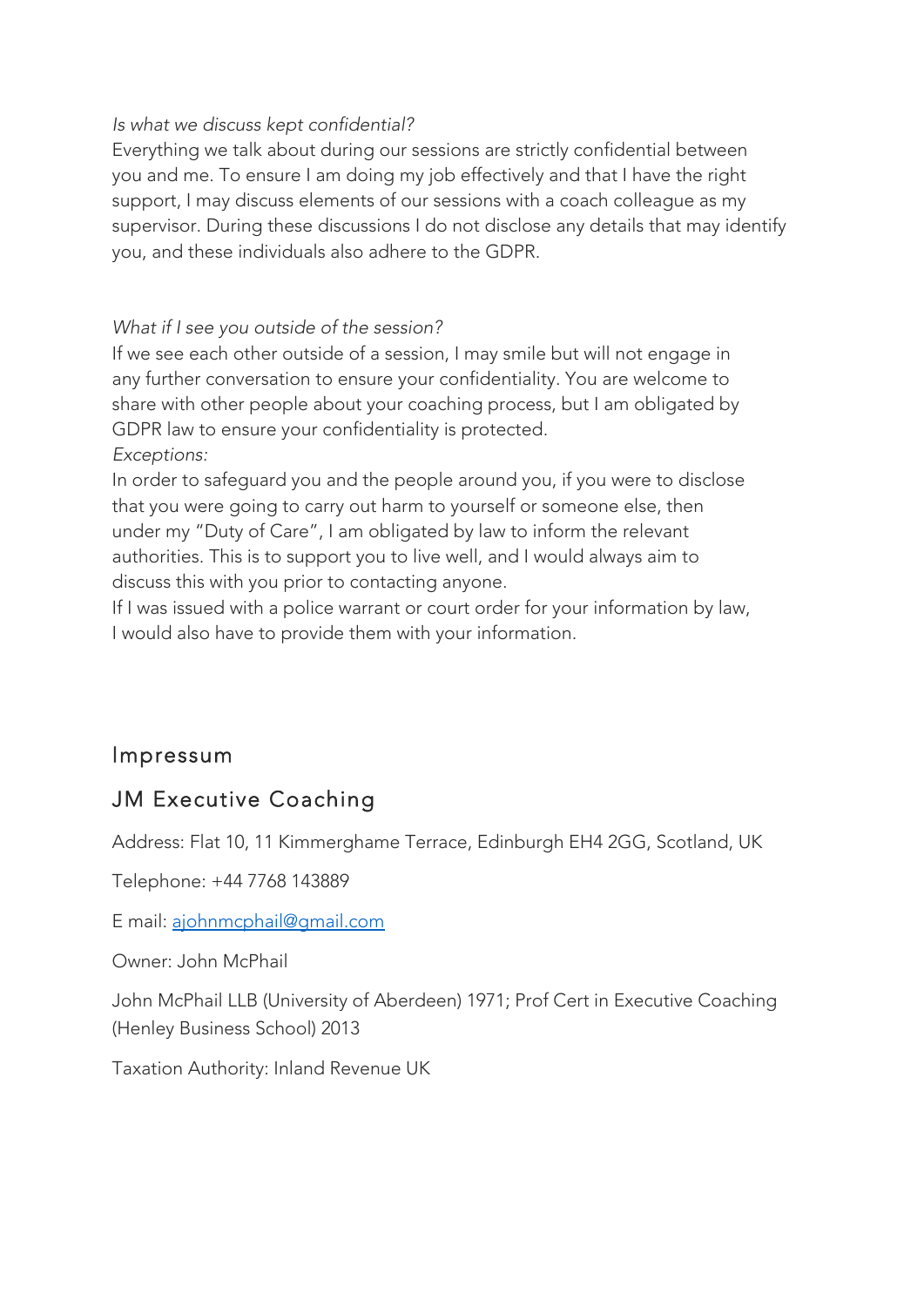*Is what we discuss kept confidential?*

Everything we talk about during our sessions are strictly confidential between you and me. To ensure I am doing my job effectively and that I have the right support, I may discuss elements of our sessions with a coach colleague as my supervisor. During these discussions I do not disclose any details that may identify you, and these individuals also adhere to the GDPR.

*What if I see you outside of the session?*

If we see each other outside of a session, I may smile but will not engage in any further conversation to ensure your confidentiality. You are welcome to share with other people about your coaching process, but I am obligated by GDPR law to ensure your confidentiality is protected.

*Exceptions:*

In order to safeguard you and the people around you, if you were to disclose that you were going to carry out harm to yourself or someone else, then under my "Duty of Care", I am obligated by law to inform the relevant authorities. This is to support you to live well, and I would always aim to discuss this with you prior to contacting anyone.

If I was issued with a police warrant or court order for your information by law, I would also have to provide them with your information.

## Impressum

## JM Executive Coaching

Address: Flat 10, 11 Kimmerghame Terrace, Edinburgh EH4 2GG, Scotland, UK

Telephone: +44 7768 143889

E mail: ajohnmcphail@gmail.com

Owner: John McPhail

John McPhail LLB (University of Aberdeen) 1971; Prof Cert in Executive Coaching (Henley Business School) 2013

Taxation Authority: Inland Revenue UK